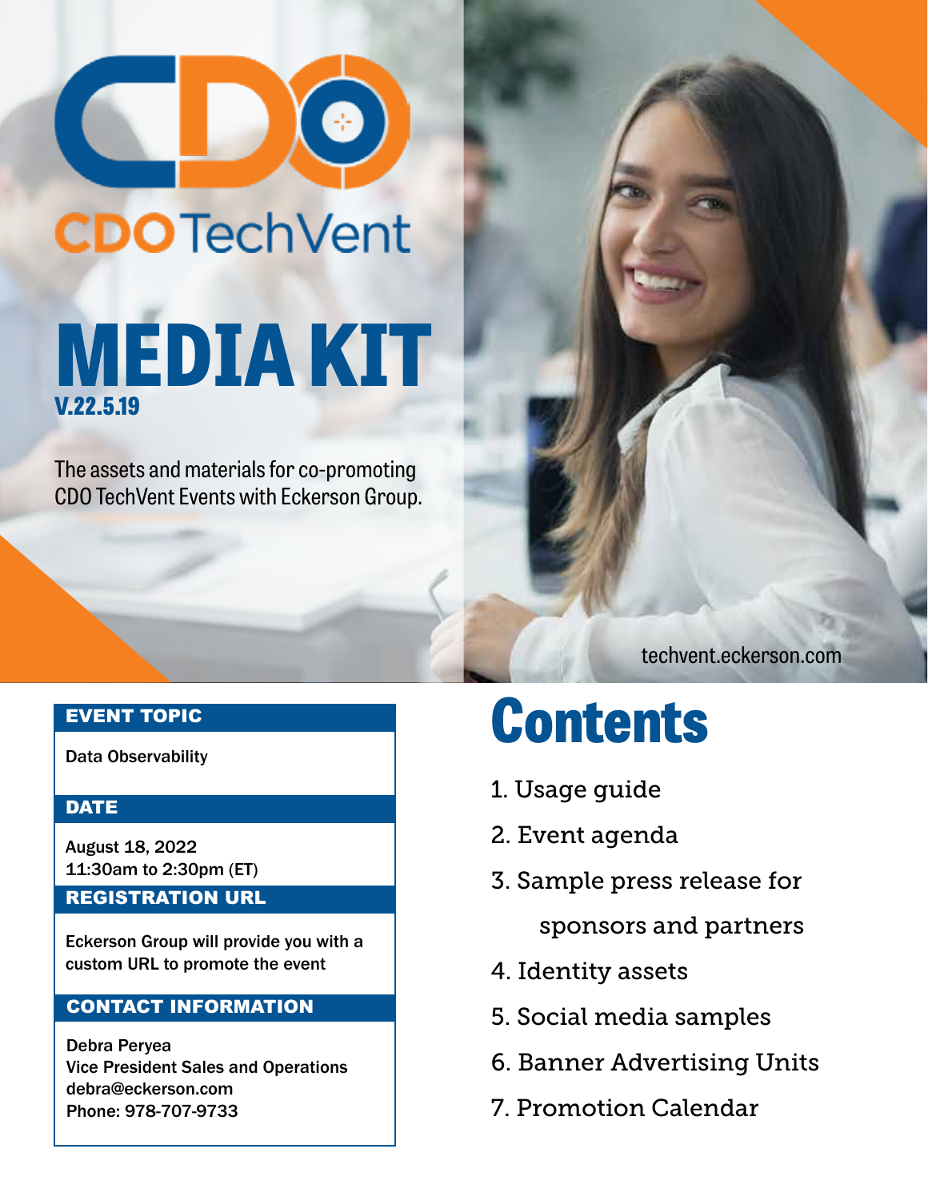# CDO TechVent

# MEDIA KIT

**V.22.5.19**

The assets and materials for co-promoting CDO TechVent Events with Eckerson Group.

techvent.eckerson.com

### EVENT TOPIC

Data Observability

### DATE

August 18, 2022
11:30am to 2:30pm (ET)

### REGISTRATION URL

Eckerson Group will provide you with a custom URL to promote the event

### CONTACT INFORMATION

Debra Peryea
Vice President Sales and Operations
debra@eckerson.com
Phone: 978-707-9733

## Contents

1. Usage guide
2. Event agenda
3. Sample press release for sponsors and partners
4. Identity assets
5. Social media samples
6. Banner Advertising Units
7. Promotion Calendar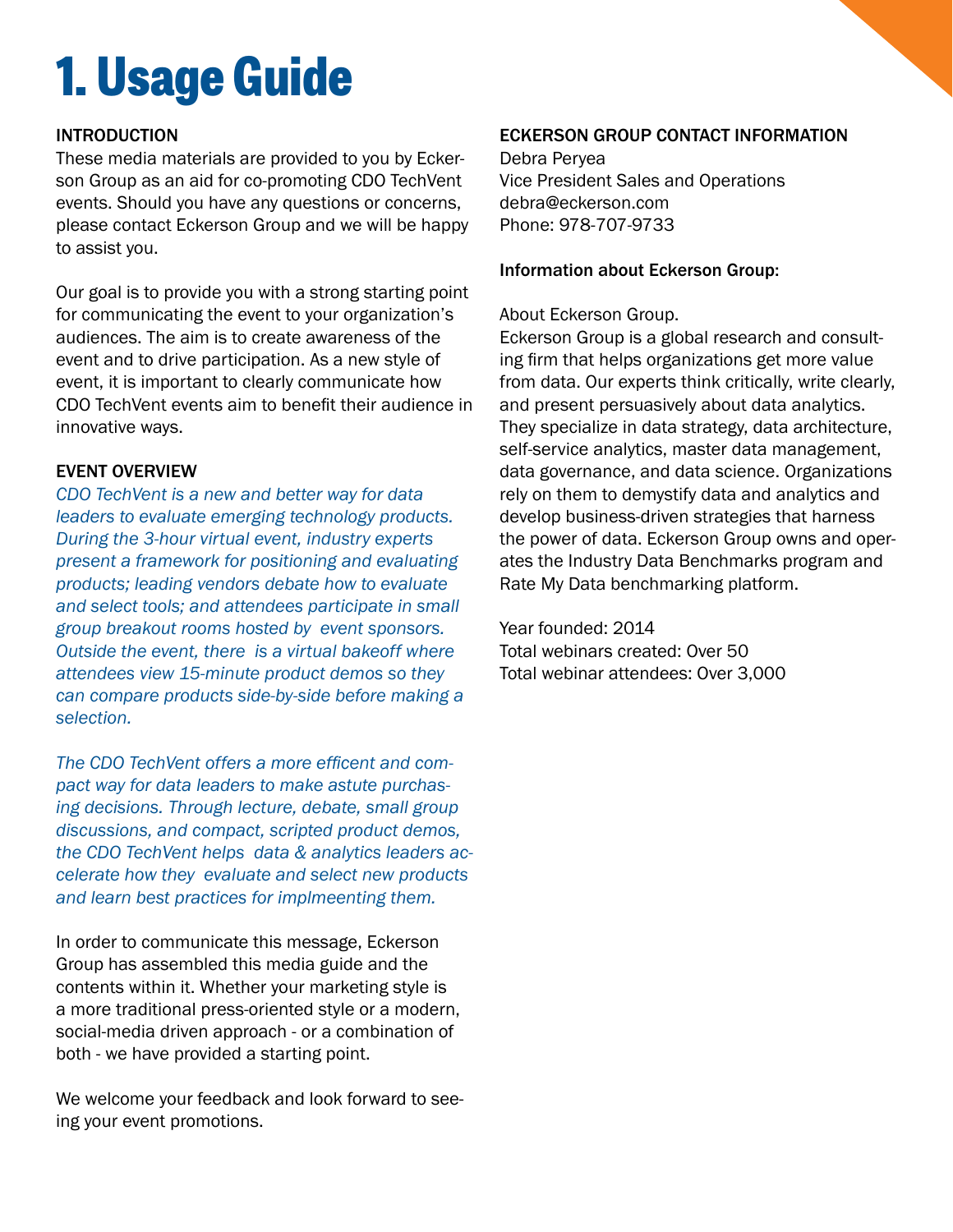# 1. Usage Guide

## INTRODUCTION

These media materials are provided to you by Eckerson Group as an aid for co-promoting CDO TechVent events. Should you have any questions or concerns, please contact Eckerson Group and we will be happy to assist you.

Our goal is to provide you with a strong starting point for communicating the event to your organization's audiences. The aim is to create awareness of the event and to drive participation. As a new style of event, it is important to clearly communicate how CDO TechVent events aim to benefit their audience in innovative ways.

## EVENT OVERVIEW

*CDO TechVent is a new and better way for data leaders to evaluate emerging technology products. During the 3-hour virtual event, industry experts present a framework for positioning and evaluating products; leading vendors debate how to evaluate and select tools; and attendees participate in small group breakout rooms hosted by event sponsors. Outside the event, there is a virtual bakeoff where attendees view 15-minute product demos so they can compare products side-by-side before making a selection.*

*The CDO TechVent offers a more efficent and compact way for data leaders to make astute purchasing decisions. Through lecture, debate, small group discussions, and compact, scripted product demos, the CDO TechVent helps data & analytics leaders accelerate how they evaluate and select new products and learn best practices for implmeenting them.*

In order to communicate this message, Eckerson Group has assembled this media guide and the contents within it. Whether your marketing style is a more traditional press-oriented style or a modern, social-media driven approach - or a combination of both - we have provided a starting point.

We welcome your feedback and look forward to seeing your event promotions.

## ECKERSON GROUP CONTACT INFORMATION

Debra Peryea
Vice President Sales and Operations
debra@eckerson.com
Phone: 978-707-9733

**Information about Eckerson Group:**

About Eckerson Group.
Eckerson Group is a global research and consulting firm that helps organizations get more value from data. Our experts think critically, write clearly, and present persuasively about data analytics. They specialize in data strategy, data architecture, self-service analytics, master data management, data governance, and data science. Organizations rely on them to demystify data and analytics and develop business-driven strategies that harness the power of data. Eckerson Group owns and operates the Industry Data Benchmarks program and Rate My Data benchmarking platform.

Year founded: 2014
Total webinars created: Over 50
Total webinar attendees: Over 3,000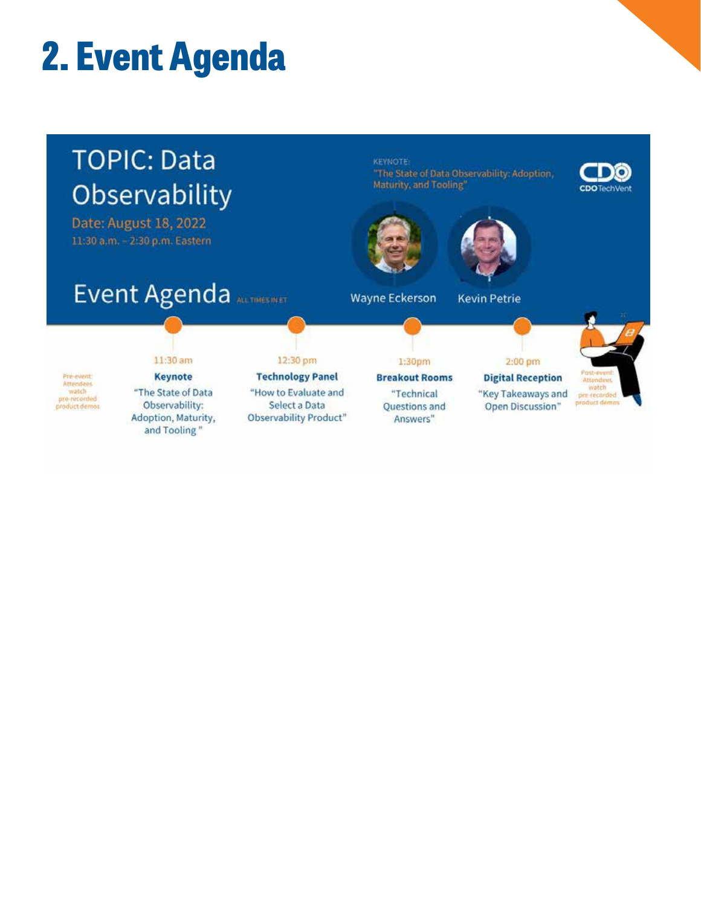# 2. Event Agenda

## TOPIC: Data Observability

Date: August 18, 2022

11:30 a.m. – 2:30 p.m. Eastern

KEYNOTE:
"The State of Data Observability: Adoption, Maturity, and Tooling"

Wayne Eckerson

Kevin Petrie

CDO TechVent

## Event Agenda

ALL TIMES IN ET

Pre-event: Attendees watch pre-recorded product demos

**11:30 am**
**Keynote**
"The State of Data Observability: Adoption, Maturity, and Tooling"

**12:30 pm**
**Technology Panel**
"How to Evaluate and Select a Data Observability Product"

**1:30pm**
**Breakout Rooms**
"Technical Questions and Answers"

**2:00 pm**
**Digital Reception**
"Key Takeaways and Open Discussion"

Post-event: Attendees watch pre-recorded product demos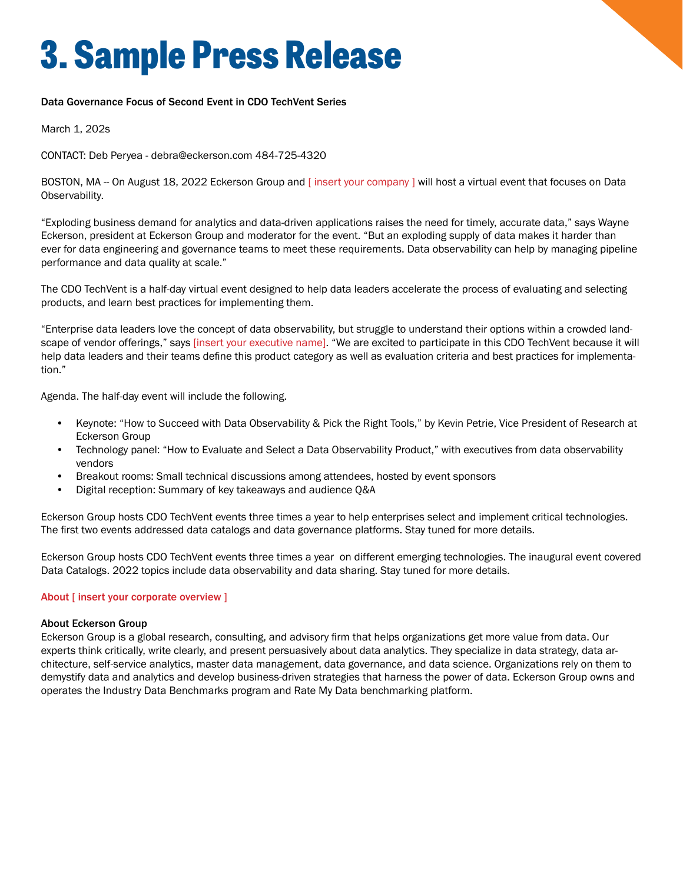# 3. Sample Press Release

Data Governance Focus of Second Event in CDO TechVent Series

March 1, 202s

CONTACT: Deb Peryea - debra@eckerson.com 484-725-4320

BOSTON, MA -- On August 18, 2022 Eckerson Group and [ insert your company ] will host a virtual event that focuses on Data Observability.

“Exploding business demand for analytics and data-driven applications raises the need for timely, accurate data,” says Wayne Eckerson, president at Eckerson Group and moderator for the event. “But an exploding supply of data makes it harder than ever for data engineering and governance teams to meet these requirements. Data observability can help by managing pipeline performance and data quality at scale.”

The CDO TechVent is a half-day virtual event designed to help data leaders accelerate the process of evaluating and selecting products, and learn best practices for implementing them.

“Enterprise data leaders love the concept of data observability, but struggle to understand their options within a crowded landscape of vendor offerings,” says [insert your executive name]. “We are excited to participate in this CDO TechVent because it will help data leaders and their teams define this product category as well as evaluation criteria and best practices for implementation.”

Agenda. The half-day event will include the following.

- Keynote: “How to Succeed with Data Observability & Pick the Right Tools,” by Kevin Petrie, Vice President of Research at Eckerson Group
- Technology panel: “How to Evaluate and Select a Data Observability Product,” with executives from data observability vendors
- Breakout rooms: Small technical discussions among attendees, hosted by event sponsors
- Digital reception: Summary of key takeaways and audience Q&A

Eckerson Group hosts CDO TechVent events three times a year to help enterprises select and implement critical technologies. The first two events addressed data catalogs and data governance platforms. Stay tuned for more details.

Eckerson Group hosts CDO TechVent events three times a year on different emerging technologies. The inaugural event covered Data Catalogs. 2022 topics include data observability and data sharing. Stay tuned for more details.

About [ insert your corporate overview ]

**About Eckerson Group**
Eckerson Group is a global research, consulting, and advisory firm that helps organizations get more value from data. Our experts think critically, write clearly, and present persuasively about data analytics. They specialize in data strategy, data architecture, self-service analytics, master data management, data governance, and data science. Organizations rely on them to demystify data and analytics and develop business-driven strategies that harness the power of data. Eckerson Group owns and operates the Industry Data Benchmarks program and Rate My Data benchmarking platform.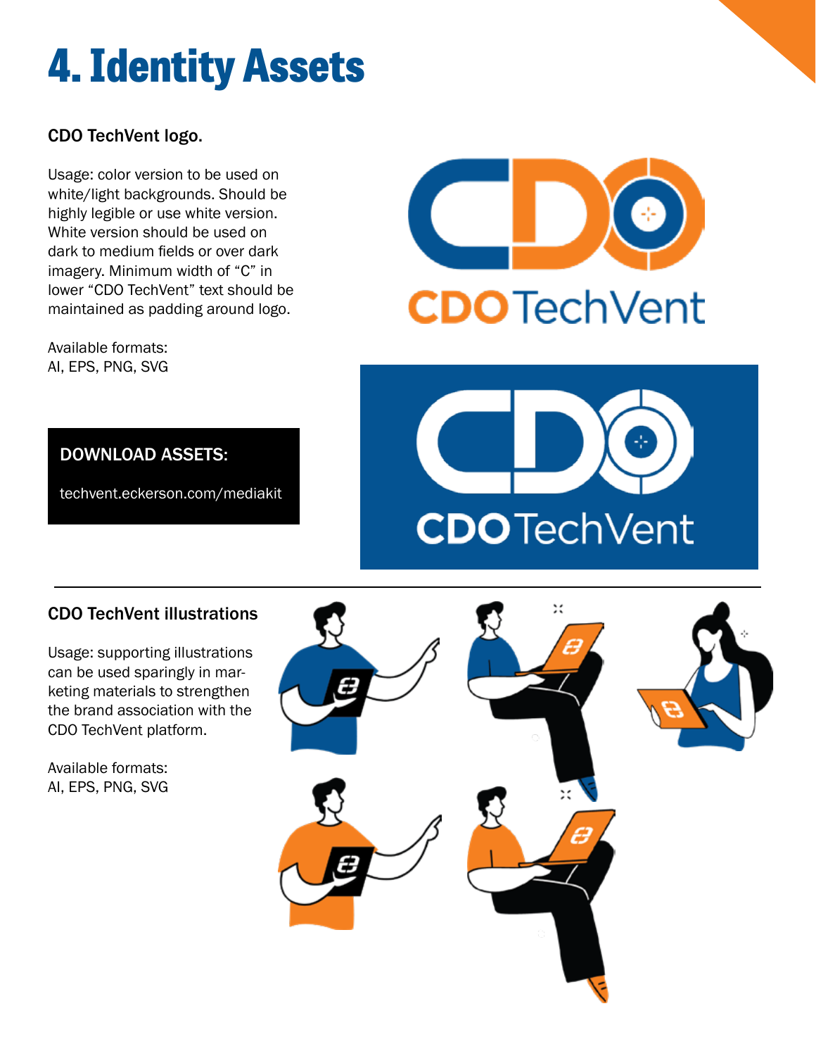# 4. Identity Assets

### CDO TechVent logo.

Usage: color version to be used on white/light backgrounds. Should be highly legible or use white version. White version should be used on dark to medium fields or over dark imagery. Minimum width of “C” in lower “CDO TechVent” text should be maintained as padding around logo.

Available formats:
AI, EPS, PNG, SVG

**DOWNLOAD ASSETS:**

techvent.eckerson.com/mediakit

### CDO TechVent illustrations

Usage: supporting illustrations can be used sparingly in marketing materials to strengthen the brand association with the CDO TechVent platform.

Available formats:
AI, EPS, PNG, SVG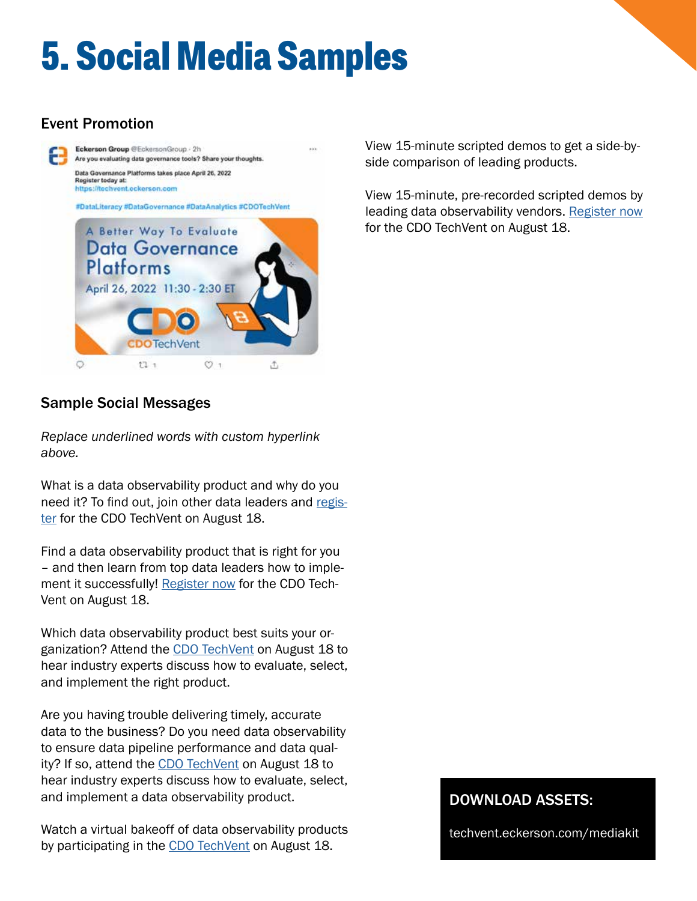# 5. Social Media Samples

### Event Promotion

### Sample Social Messages

*Replace underlined words with custom hyperlink above.*

What is a data observability product and why do you need it? To find out, join other data leaders and register for the CDO TechVent on August 18.

Find a data observability product that is right for you – and then learn from top data leaders how to implement it successfully! Register now for the CDO TechVent on August 18.

Which data observability product best suits your organization? Attend the CDO TechVent on August 18 to hear industry experts discuss how to evaluate, select, and implement the right product.

Are you having trouble delivering timely, accurate data to the business? Do you need data observability to ensure data pipeline performance and data quality? If so, attend the CDO TechVent on August 18 to hear industry experts discuss how to evaluate, select, and implement a data observability product.

Watch a virtual bakeoff of data observability products by participating in the CDO TechVent on August 18.

View 15-minute scripted demos to get a side-by-side comparison of leading products.

View 15-minute, pre-recorded scripted demos by leading data observability vendors. Register now for the CDO TechVent on August 18.

**DOWNLOAD ASSETS:**

techvent.eckerson.com/mediakit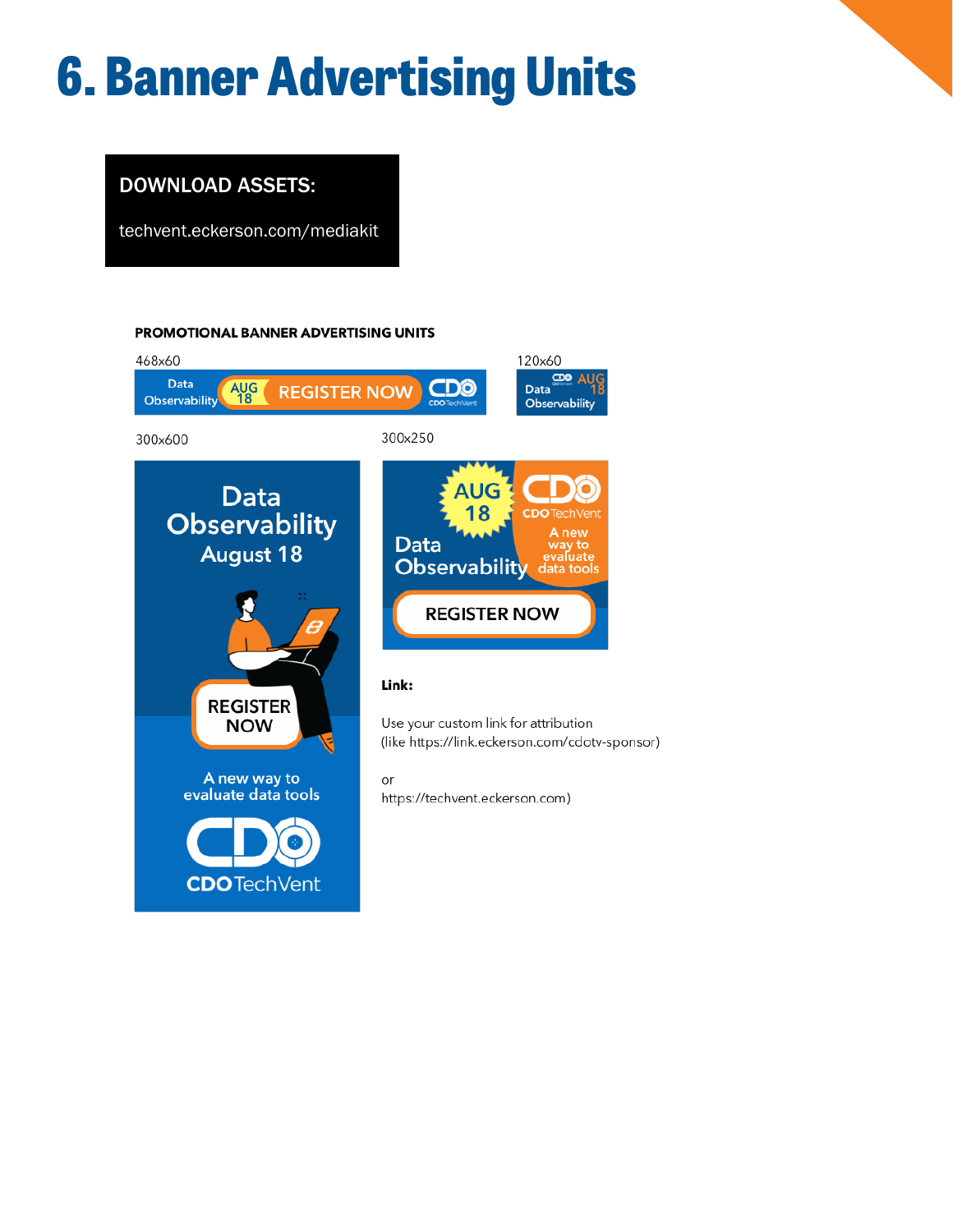# 6. Banner Advertising Units

**DOWNLOAD ASSETS:**

techvent.eckerson.com/mediakit

**PROMOTIONAL BANNER ADVERTISING UNITS**

468x60

120x60

300x600

300x250

**Link:**

Use your custom link for attribution (like https://link.eckerson.com/cdotv-sponsor)

or

https://techvent.eckerson.com)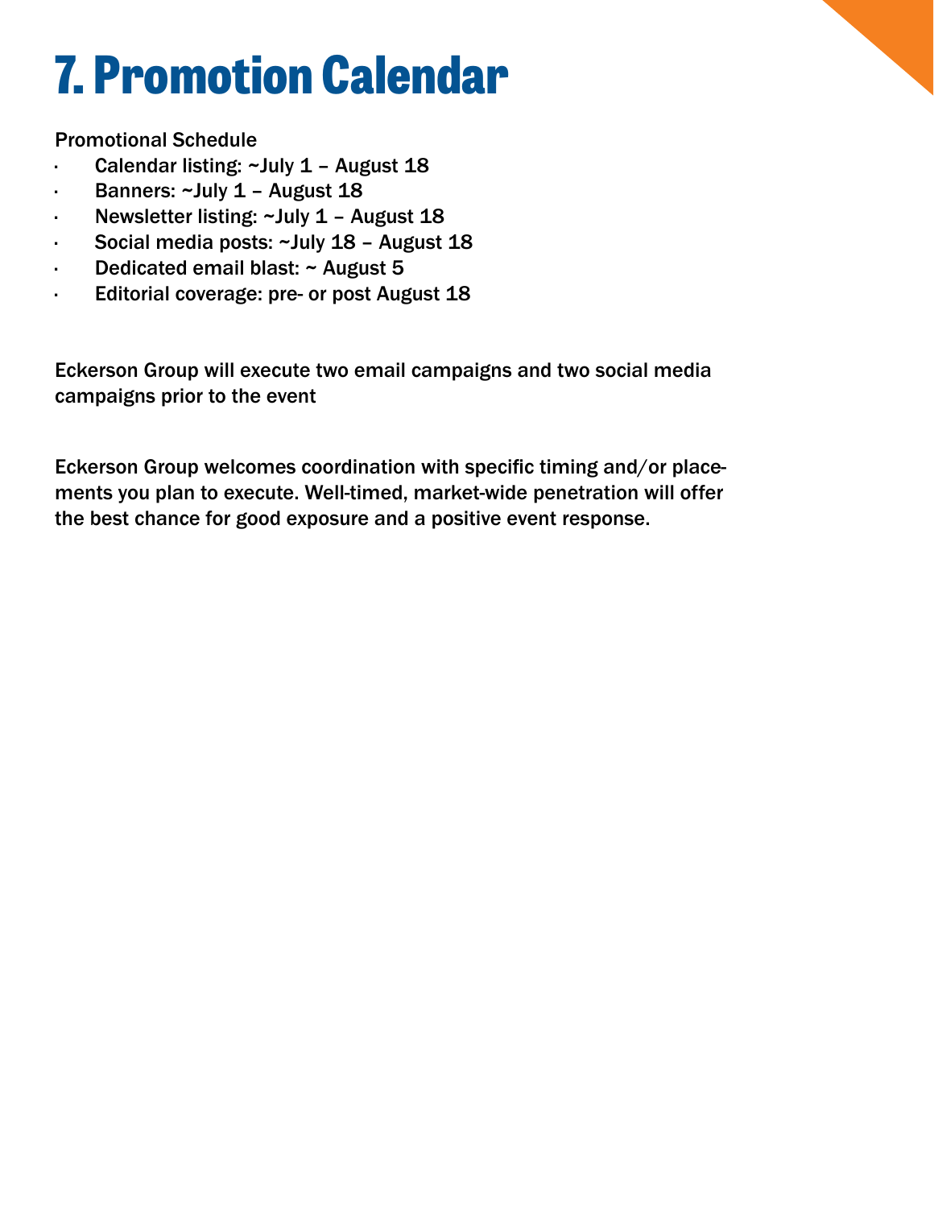# 7. Promotion Calendar

Promotional Schedule

- Calendar listing: ~July 1 – August 18
- Banners: ~July 1 – August 18
- Newsletter listing: ~July 1 – August 18
- Social media posts: ~July 18 – August 18
- Dedicated email blast: ~ August 5
- Editorial coverage: pre- or post August 18

Eckerson Group will execute two email campaigns and two social media campaigns prior to the event

Eckerson Group welcomes coordination with specific timing and/or placements you plan to execute. Well-timed, market-wide penetration will offer the best chance for good exposure and a positive event response.